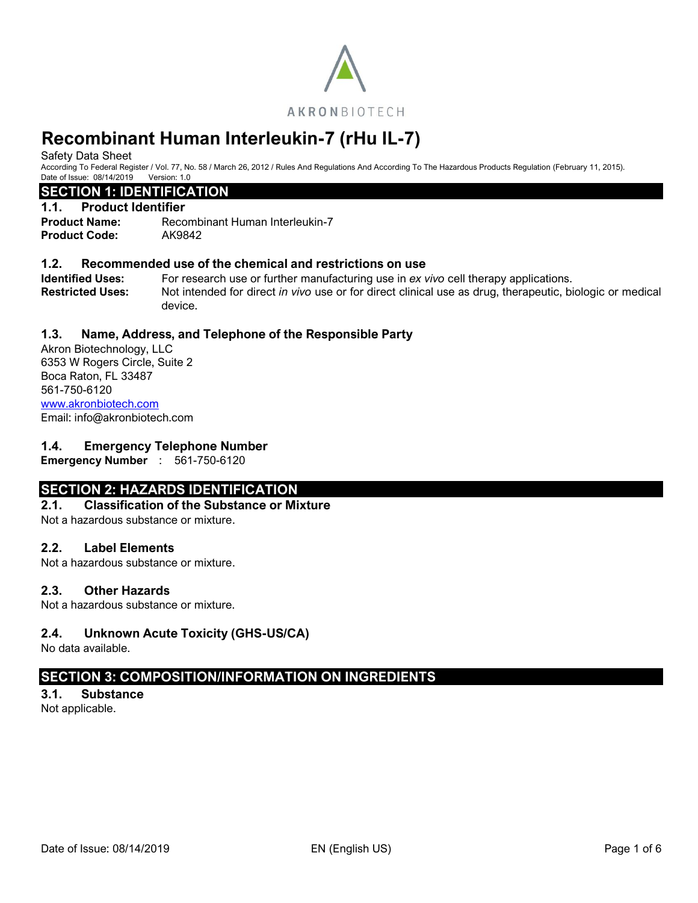AKRONBIOTECH

# Recombinant Human Interleukin-7 (rHu IL-7)

Safety Data Sheet

According To Federal Register / Vol. 77, No. 58 / March 26, 2012 / Rules And Regulations And According To The Hazardous Products Regulation (February 11, 2015).

Date of Issue: 08/14/2019 Version: 1.0

## SECTION 1: IDENTIFICATION

### 1.1. Product Identifier

**Product Name:** Recombinant Human Interleukin-7

**Product Code:** AK9842

### 1.2. Recommended use of the chemical and restrictions on use

**Identified Uses:** For research use or further manufacturing use in *ex vivo* cell therapy applications.

**Restricted Uses:** Not intended for direct *in vivo* use or for direct clinical use as drug, therapeutic, biologic or medical device.

### 1.3. Name, Address, and Telephone of the Responsible Party

Akron Biotechnology, LLC
6353 W Rogers Circle, Suite 2
Boca Raton, FL 33487
561-750-6120
www.akronbiotech.com
Email: info@akronbiotech.com

### 1.4. Emergency Telephone Number

**Emergency Number** : 561-750-6120

## SECTION 2: HAZARDS IDENTIFICATION

### 2.1. Classification of the Substance or Mixture

Not a hazardous substance or mixture.

### 2.2. Label Elements

Not a hazardous substance or mixture.

### 2.3. Other Hazards

Not a hazardous substance or mixture.

### 2.4. Unknown Acute Toxicity (GHS-US/CA)

No data available.

## SECTION 3: COMPOSITION/INFORMATION ON INGREDIENTS

### 3.1. Substance

Not applicable.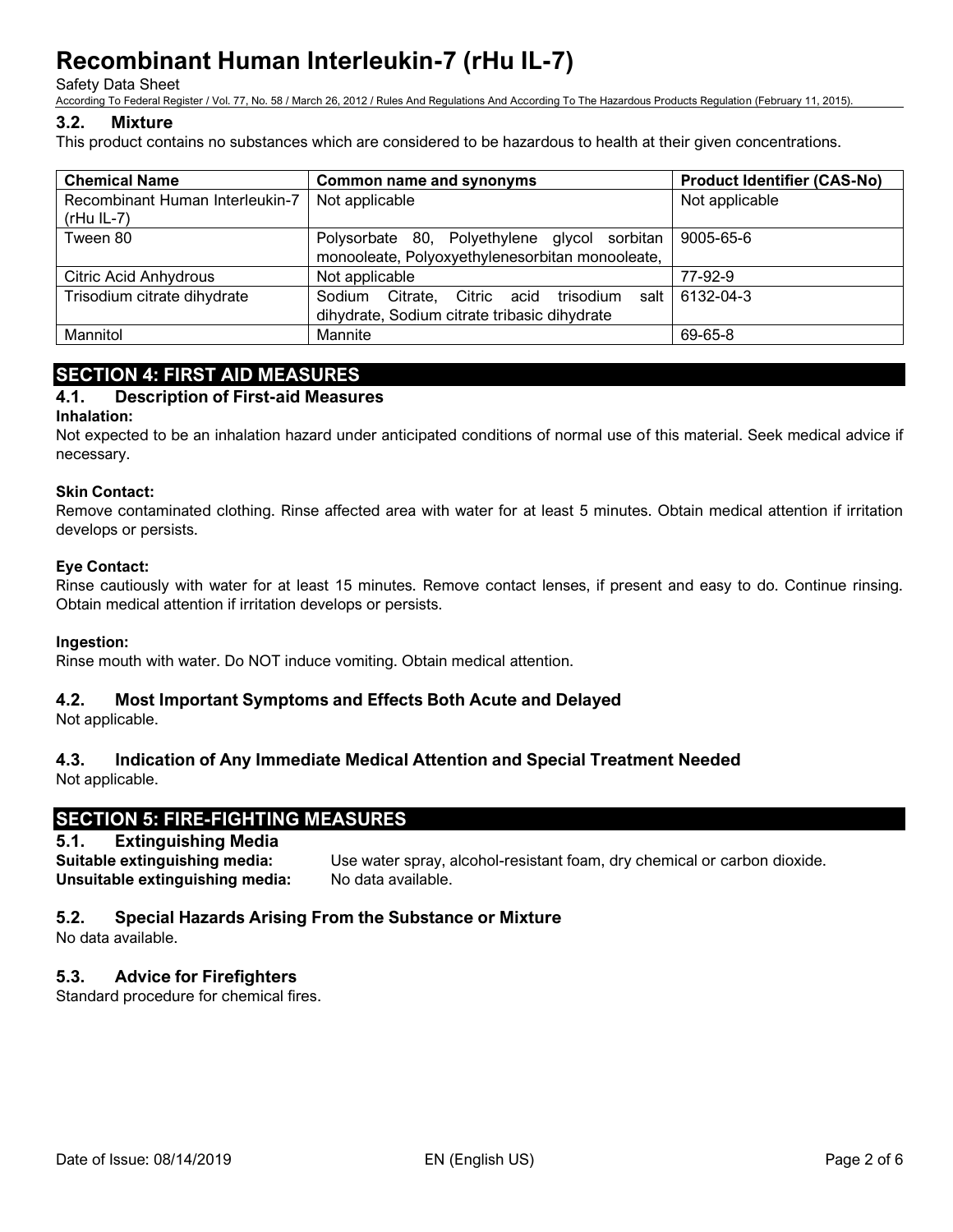### 3.2. Mixture

This product contains no substances which are considered to be hazardous to health at their given concentrations.

| Chemical Name | Common name and synonyms | Product Identifier (CAS-No) |
| --- | --- | --- |
| Recombinant Human Interleukin-7 (rHu IL-7) | Not applicable | Not applicable |
| Tween 80 | Polysorbate 80, Polyethylene glycol sorbitan monooleate, Polyoxyethylenesorbitan monooleate, | 9005-65-6 |
| Citric Acid Anhydrous | Not applicable | 77-92-9 |
| Trisodium citrate dihydrate | Sodium Citrate, Citric acid trisodium salt dihydrate, Sodium citrate tribasic dihydrate | 6132-04-3 |
| Mannitol | Mannite | 69-65-8 |

## SECTION 4: FIRST AID MEASURES

### 4.1. Description of First-aid Measures

**Inhalation:**

Not expected to be an inhalation hazard under anticipated conditions of normal use of this material. Seek medical advice if necessary.

**Skin Contact:**

Remove contaminated clothing. Rinse affected area with water for at least 5 minutes. Obtain medical attention if irritation develops or persists.

**Eye Contact:**

Rinse cautiously with water for at least 15 minutes. Remove contact lenses, if present and easy to do. Continue rinsing. Obtain medical attention if irritation develops or persists.

**Ingestion:**

Rinse mouth with water. Do NOT induce vomiting. Obtain medical attention.

### 4.2. Most Important Symptoms and Effects Both Acute and Delayed

Not applicable.

### 4.3. Indication of Any Immediate Medical Attention and Special Treatment Needed

Not applicable.

## SECTION 5: FIRE-FIGHTING MEASURES

### 5.1. Extinguishing Media

**Suitable extinguishing media:** Use water spray, alcohol-resistant foam, dry chemical or carbon dioxide.

**Unsuitable extinguishing media:** No data available.

### 5.2. Special Hazards Arising From the Substance or Mixture

No data available.

### 5.3. Advice for Firefighters

Standard procedure for chemical fires.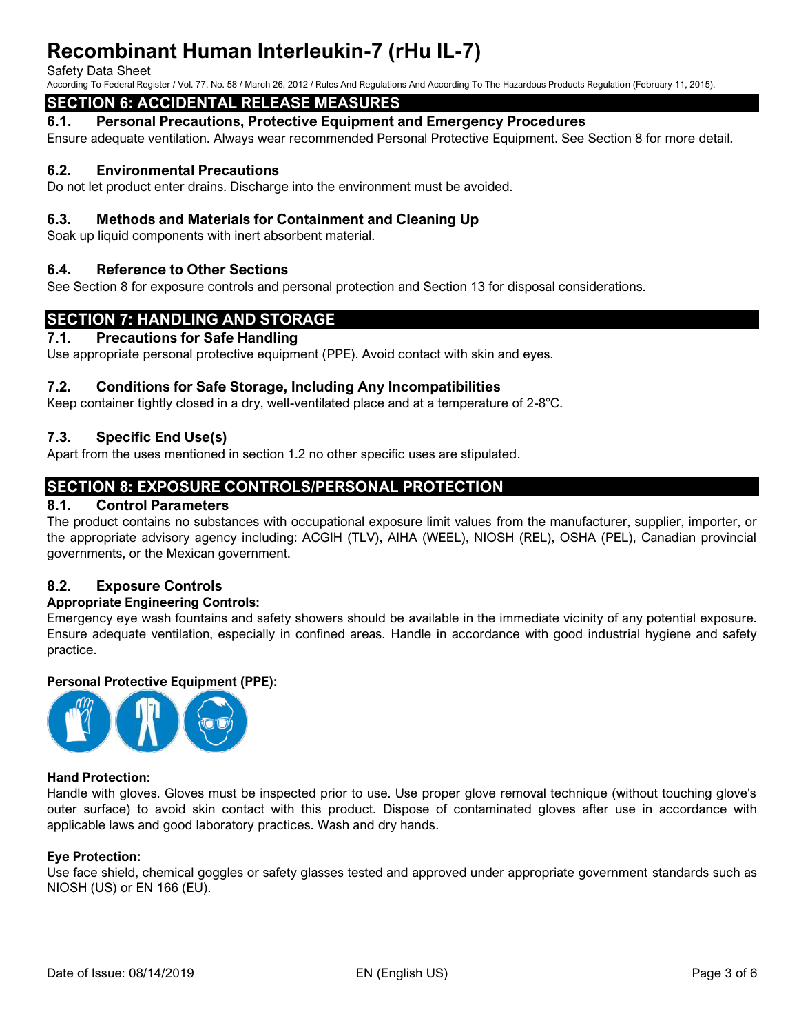## SECTION 6: ACCIDENTAL RELEASE MEASURES

### 6.1. Personal Precautions, Protective Equipment and Emergency Procedures

Ensure adequate ventilation. Always wear recommended Personal Protective Equipment. See Section 8 for more detail.

### 6.2. Environmental Precautions

Do not let product enter drains. Discharge into the environment must be avoided.

### 6.3. Methods and Materials for Containment and Cleaning Up

Soak up liquid components with inert absorbent material.

### 6.4. Reference to Other Sections

See Section 8 for exposure controls and personal protection and Section 13 for disposal considerations.

## SECTION 7: HANDLING AND STORAGE

### 7.1. Precautions for Safe Handling

Use appropriate personal protective equipment (PPE). Avoid contact with skin and eyes.

### 7.2. Conditions for Safe Storage, Including Any Incompatibilities

Keep container tightly closed in a dry, well-ventilated place and at a temperature of 2-8°C.

### 7.3. Specific End Use(s)

Apart from the uses mentioned in section 1.2 no other specific uses are stipulated.

## SECTION 8: EXPOSURE CONTROLS/PERSONAL PROTECTION

### 8.1. Control Parameters

The product contains no substances with occupational exposure limit values from the manufacturer, supplier, importer, or the appropriate advisory agency including: ACGIH (TLV), AIHA (WEEL), NIOSH (REL), OSHA (PEL), Canadian provincial governments, or the Mexican government.

### 8.2. Exposure Controls

**Appropriate Engineering Controls:**

Emergency eye wash fountains and safety showers should be available in the immediate vicinity of any potential exposure. Ensure adequate ventilation, especially in confined areas. Handle in accordance with good industrial hygiene and safety practice.

**Personal Protective Equipment (PPE):**

**Hand Protection:**

Handle with gloves. Gloves must be inspected prior to use. Use proper glove removal technique (without touching glove's outer surface) to avoid skin contact with this product. Dispose of contaminated gloves after use in accordance with applicable laws and good laboratory practices. Wash and dry hands.

**Eye Protection:**

Use face shield, chemical goggles or safety glasses tested and approved under appropriate government standards such as NIOSH (US) or EN 166 (EU).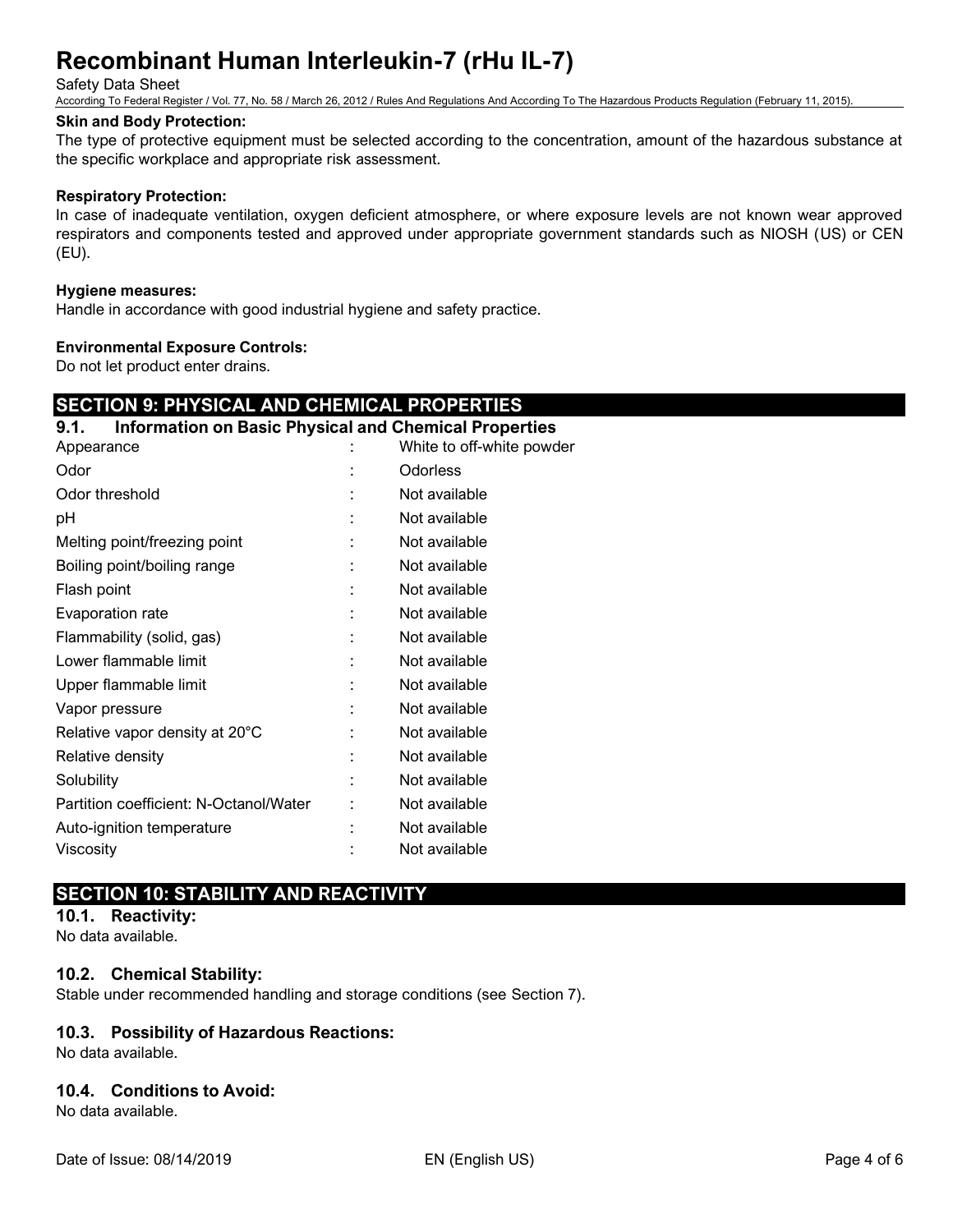**Skin and Body Protection:**

The type of protective equipment must be selected according to the concentration, amount of the hazardous substance at the specific workplace and appropriate risk assessment.

**Respiratory Protection:**

In case of inadequate ventilation, oxygen deficient atmosphere, or where exposure levels are not known wear approved respirators and components tested and approved under appropriate government standards such as NIOSH (US) or CEN (EU).

**Hygiene measures:**

Handle in accordance with good industrial hygiene and safety practice.

**Environmental Exposure Controls:**

Do not let product enter drains.

## SECTION 9: PHYSICAL AND CHEMICAL PROPERTIES

### 9.1. Information on Basic Physical and Chemical Properties

| Property | | Value |
|---|---|---|
| Appearance | : | White to off-white powder |
| Odor | : | Odorless |
| Odor threshold | : | Not available |
| pH | : | Not available |
| Melting point/freezing point | : | Not available |
| Boiling point/boiling range | : | Not available |
| Flash point | : | Not available |
| Evaporation rate | : | Not available |
| Flammability (solid, gas) | : | Not available |
| Lower flammable limit | : | Not available |
| Upper flammable limit | : | Not available |
| Vapor pressure | : | Not available |
| Relative vapor density at 20°C | : | Not available |
| Relative density | : | Not available |
| Solubility | : | Not available |
| Partition coefficient: N-Octanol/Water | : | Not available |
| Auto-ignition temperature | : | Not available |
| Viscosity | : | Not available |

## SECTION 10: STABILITY AND REACTIVITY

### 10.1. Reactivity:

No data available.

### 10.2. Chemical Stability:

Stable under recommended handling and storage conditions (see Section 7).

### 10.3. Possibility of Hazardous Reactions:

No data available.

### 10.4. Conditions to Avoid:

No data available.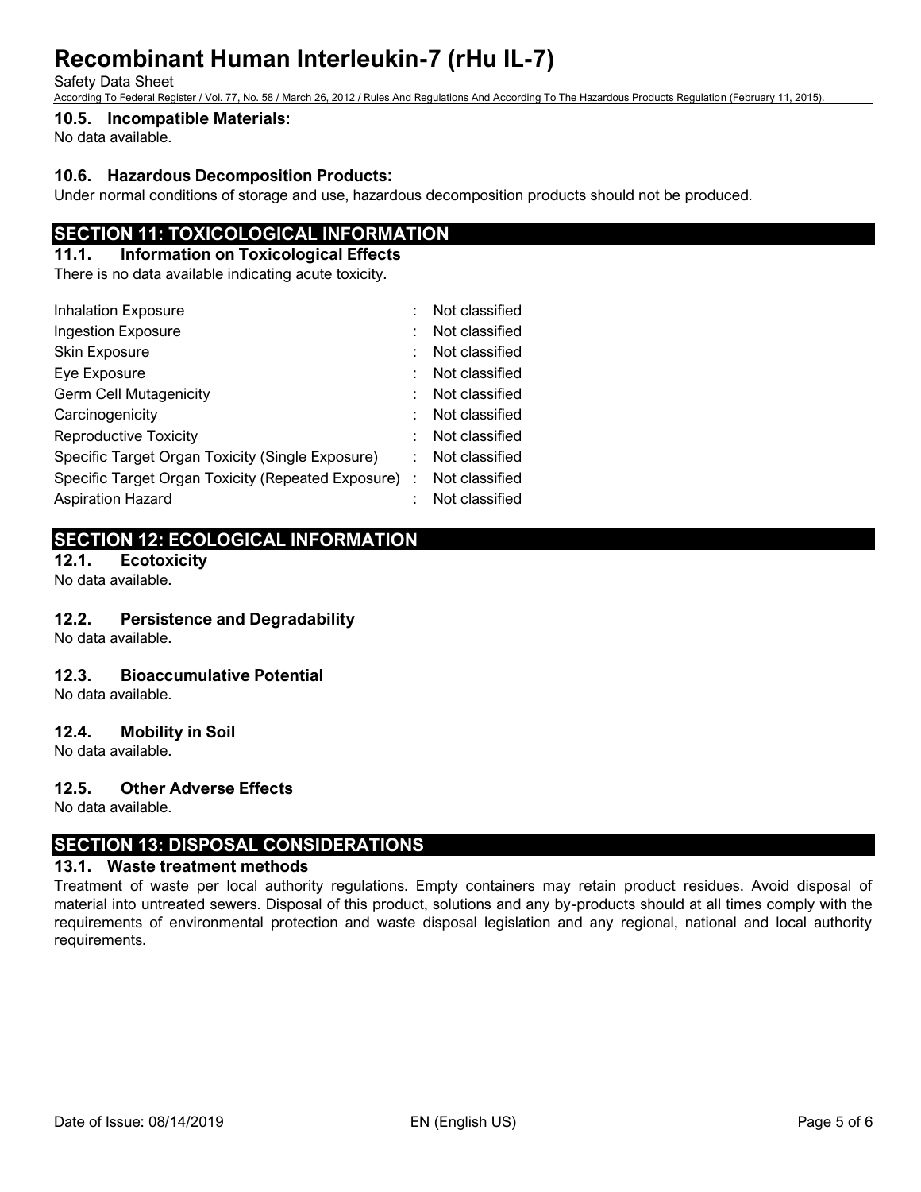### 10.5. Incompatible Materials:

No data available.

### 10.6. Hazardous Decomposition Products:

Under normal conditions of storage and use, hazardous decomposition products should not be produced.

## SECTION 11: TOXICOLOGICAL INFORMATION

### 11.1. Information on Toxicological Effects

There is no data available indicating acute toxicity.

| | | |
|---|---|---|
| Inhalation Exposure | : | Not classified |
| Ingestion Exposure | : | Not classified |
| Skin Exposure | : | Not classified |
| Eye Exposure | : | Not classified |
| Germ Cell Mutagenicity | : | Not classified |
| Carcinogenicity | : | Not classified |
| Reproductive Toxicity | : | Not classified |
| Specific Target Organ Toxicity (Single Exposure) | : | Not classified |
| Specific Target Organ Toxicity (Repeated Exposure) | : | Not classified |
| Aspiration Hazard | : | Not classified |

## SECTION 12: ECOLOGICAL INFORMATION

### 12.1. Ecotoxicity

No data available.

### 12.2. Persistence and Degradability

No data available.

### 12.3. Bioaccumulative Potential

No data available.

### 12.4. Mobility in Soil

No data available.

### 12.5. Other Adverse Effects

No data available.

## SECTION 13: DISPOSAL CONSIDERATIONS

### 13.1. Waste treatment methods

Treatment of waste per local authority regulations. Empty containers may retain product residues. Avoid disposal of material into untreated sewers. Disposal of this product, solutions and any by-products should at all times comply with the requirements of environmental protection and waste disposal legislation and any regional, national and local authority requirements.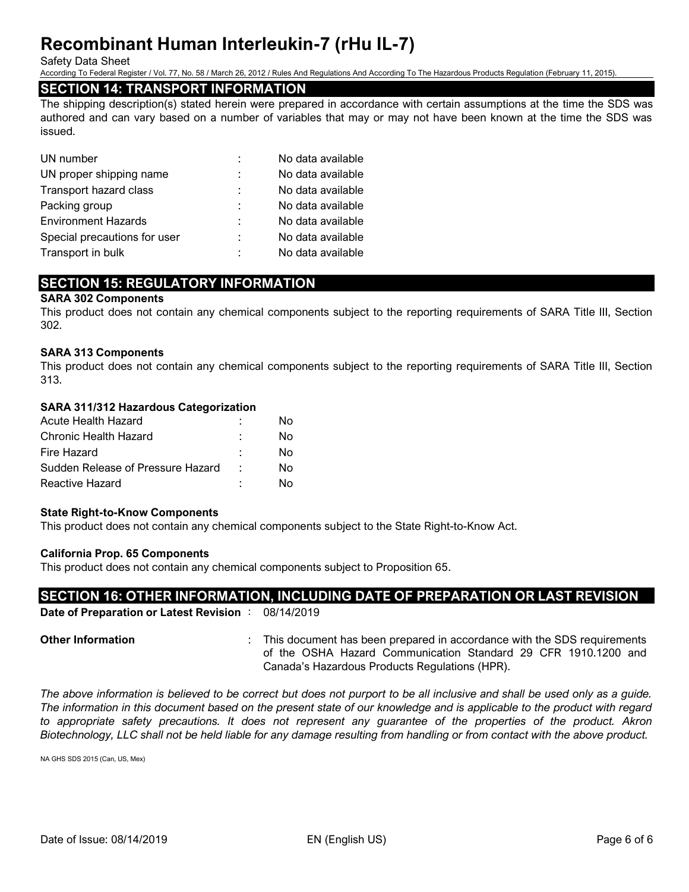## SECTION 14: TRANSPORT INFORMATION

The shipping description(s) stated herein were prepared in accordance with certain assumptions at the time the SDS was authored and can vary based on a number of variables that may or may not have been known at the time the SDS was issued.

| | | |
|---|---|---|
| UN number | : | No data available |
| UN proper shipping name | : | No data available |
| Transport hazard class | : | No data available |
| Packing group | : | No data available |
| Environment Hazards | : | No data available |
| Special precautions for user | : | No data available |
| Transport in bulk | : | No data available |

## SECTION 15: REGULATORY INFORMATION

**SARA 302 Components**

This product does not contain any chemical components subject to the reporting requirements of SARA Title III, Section 302.

**SARA 313 Components**

This product does not contain any chemical components subject to the reporting requirements of SARA Title III, Section 313.

**SARA 311/312 Hazardous Categorization**

| | | |
|---|---|---|
| Acute Health Hazard | : | No |
| Chronic Health Hazard | : | No |
| Fire Hazard | : | No |
| Sudden Release of Pressure Hazard | : | No |
| Reactive Hazard | : | No |

**State Right-to-Know Components**

This product does not contain any chemical components subject to the State Right-to-Know Act.

**California Prop. 65 Components**

This product does not contain any chemical components subject to Proposition 65.

## SECTION 16: OTHER INFORMATION, INCLUDING DATE OF PREPARATION OR LAST REVISION

**Date of Preparation or Latest Revision** : 08/14/2019

**Other Information** : This document has been prepared in accordance with the SDS requirements of the OSHA Hazard Communication Standard 29 CFR 1910.1200 and Canada's Hazardous Products Regulations (HPR).

*The above information is believed to be correct but does not purport to be all inclusive and shall be used only as a guide. The information in this document based on the present state of our knowledge and is applicable to the product with regard to appropriate safety precautions. It does not represent any guarantee of the properties of the product. Akron Biotechnology, LLC shall not be held liable for any damage resulting from handling or from contact with the above product.*

NA GHS SDS 2015 (Can, US, Mex)